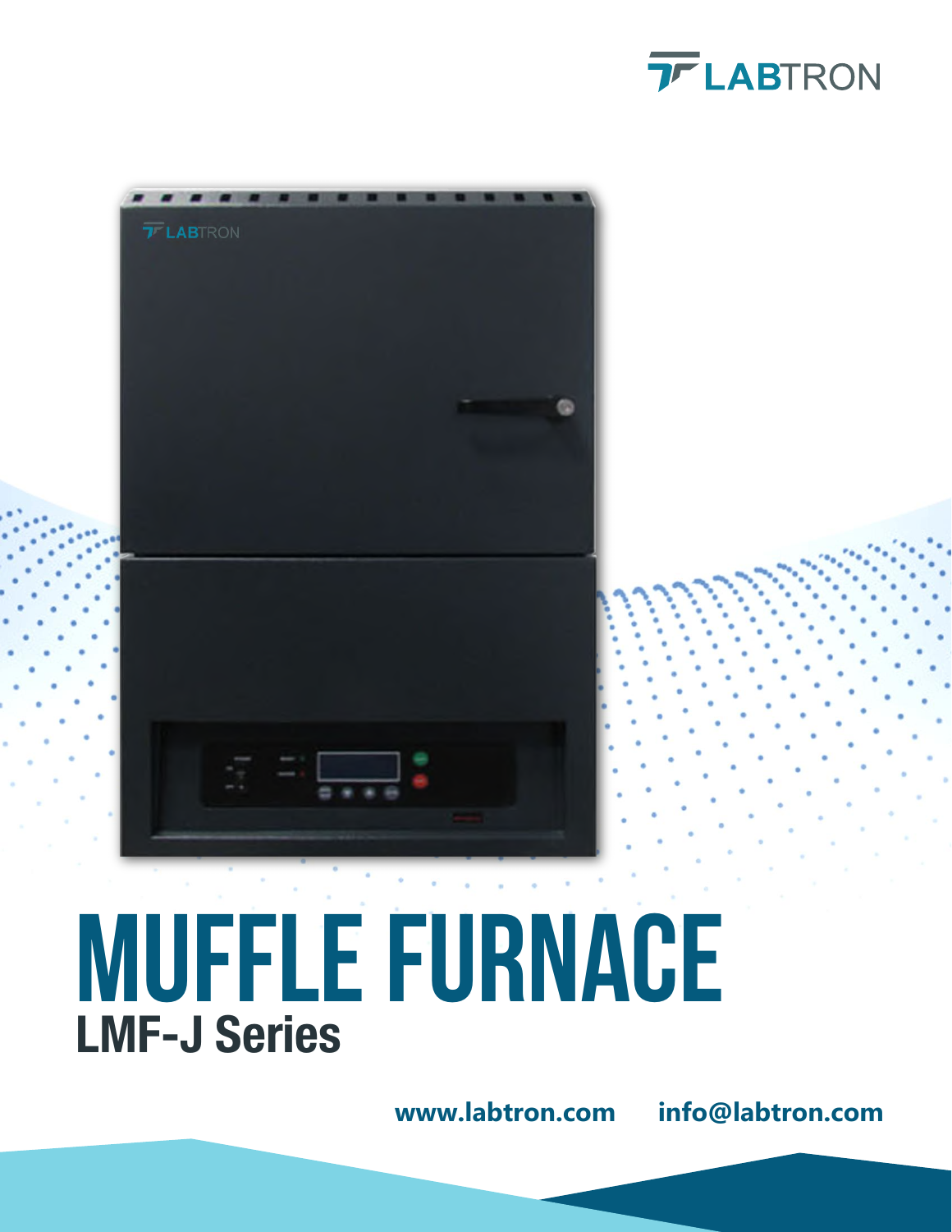# MUFFLE FURNACE

## LMF-J Series

www.labtron.com info@labtron.com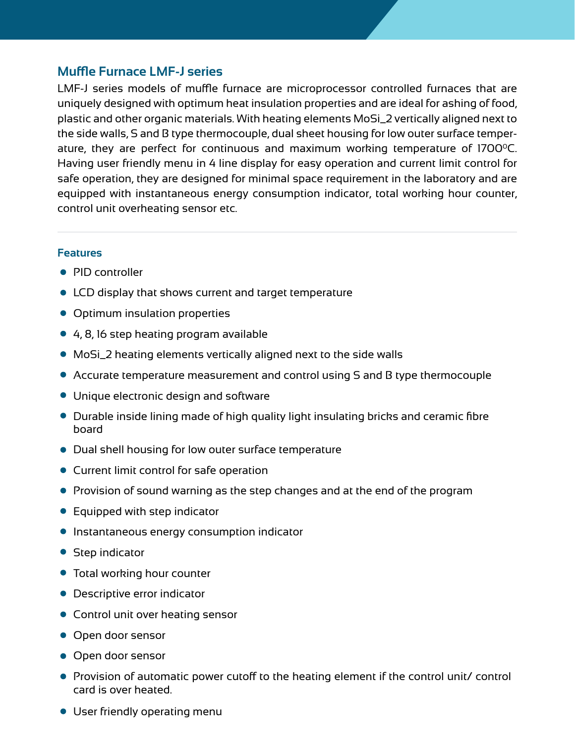## Muffle Furnace LMF-J series

LMF-J series models of muffle furnace are microprocessor controlled furnaces that are uniquely designed with optimum heat insulation properties and are ideal for ashing of food, plastic and other organic materials. With heating elements $MoSi_2$ vertically aligned next to the side walls, S and B type thermocouple, dual sheet housing for low outer surface temperature, they are perfect for continuous and maximum working temperature of 1700ºC. Having user friendly menu in 4 line display for easy operation and current limit control for safe operation, they are designed for minimal space requirement in the laboratory and are equipped with instantaneous energy consumption indicator, total working hour counter, control unit overheating sensor etc.

---

### Features

- PID controller
- LCD display that shows current and target temperature
- Optimum insulation properties
- 4, 8, 16 step heating program available
- $MoSi_2$ heating elements vertically aligned next to the side walls
- Accurate temperature measurement and control using S and B type thermocouple
- Unique electronic design and software
- Durable inside lining made of high quality light insulating bricks and ceramic fibre board
- Dual shell housing for low outer surface temperature
- Current limit control for safe operation
- Provision of sound warning as the step changes and at the end of the program
- Equipped with step indicator
- Instantaneous energy consumption indicator
- Step indicator
- Total working hour counter
- Descriptive error indicator
- Control unit over heating sensor
- Open door sensor
- Open door sensor
- Provision of automatic power cutoff to the heating element if the control unit/ control card is over heated.
- User friendly operating menu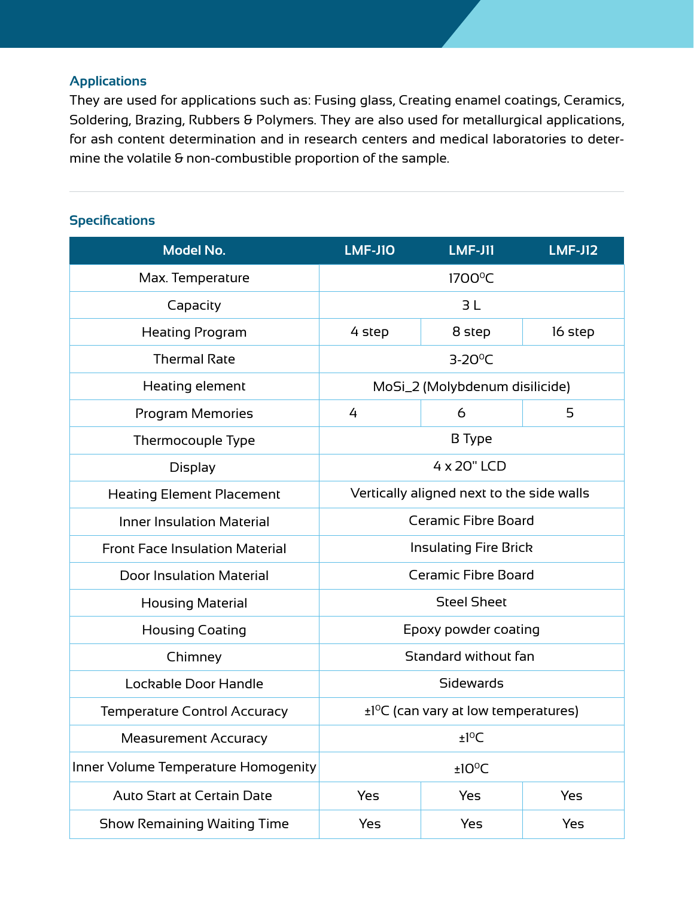## Applications

They are used for applications such as: Fusing glass, Creating enamel coatings, Ceramics, Soldering, Brazing, Rubbers & Polymers. They are also used for metallurgical applications, for ash content determination and in research centers and medical laboratories to determine the volatile & non-combustible proportion of the sample.

## Specifications

| Model No. | LMF-J10 | LMF-J11 | LMF-J12 |
|---|---|---|---|
| Max. Temperature | 1700°C | | |
| Capacity | 3 L | | |
| Heating Program | 4 step | 8 step | 16 step |
| Thermal Rate | 3-20°C | | |
| Heating element | $MoSi_2$ (Molybdenum disilicide) | | |
| Program Memories | 4 | 6 | 5 |
| Thermocouple Type | B Type | | |
| Display | 4 x 20" LCD | | |
| Heating Element Placement | Vertically aligned next to the side walls | | |
| Inner Insulation Material | Ceramic Fibre Board | | |
| Front Face Insulation Material | Insulating Fire Brick | | |
| Door Insulation Material | Ceramic Fibre Board | | |
| Housing Material | Steel Sheet | | |
| Housing Coating | Epoxy powder coating | | |
| Chimney | Standard without fan | | |
| Lockable Door Handle | Sidewards | | |
| Temperature Control Accuracy | ±1°C (can vary at low temperatures) | | |
| Measurement Accuracy | ±1°C | | |
| Inner Volume Temperature Homogenity | ±10°C | | |
| Auto Start at Certain Date | Yes | Yes | Yes |
| Show Remaining Waiting Time | Yes | Yes | Yes |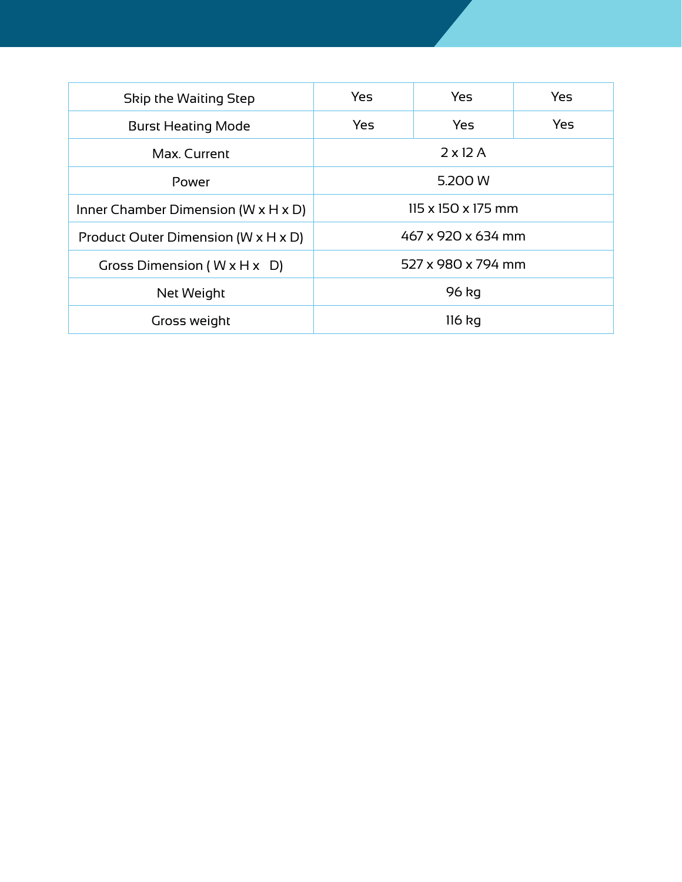| Skip the Waiting Step | Yes | Yes | Yes |
|---|---|---|---|
| Burst Heating Mode | Yes | Yes | Yes |
| Max. Current | 2 x 12 A | | |
| Power | 5.200 W | | |
| Inner Chamber Dimension (W x H x D) | 115 x 150 x 175 mm | | |
| Product Outer Dimension (W x H x D) | 467 x 920 x 634 mm | | |
| Gross Dimension ( W x H x D) | 527 x 980 x 794 mm | | |
| Net Weight | 96 kg | | |
| Gross weight | 116 kg | | |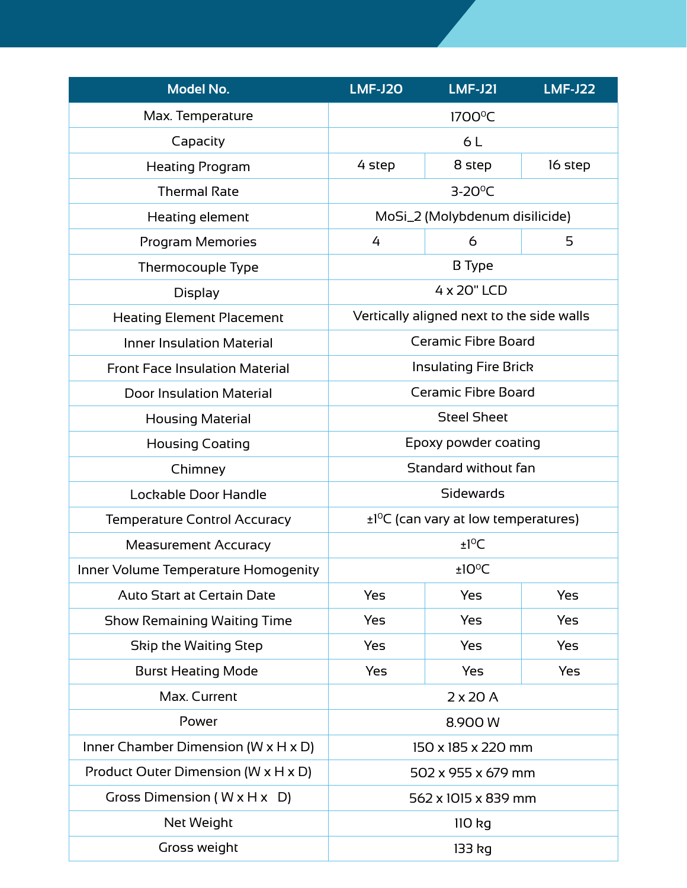| Model No. | LMF-J20 | LMF-J21 | LMF-J22 |
|---|---|---|---|
| Max. Temperature | 1700°C | | |
| Capacity | 6 L | | |
| Heating Program | 4 step | 8 step | 16 step |
| Thermal Rate | 3-20°C | | |
| Heating element | MoSi_2 (Molybdenum disilicide) | | |
| Program Memories | 4 | 6 | 5 |
| Thermocouple Type | B Type | | |
| Display | 4 x 20" LCD | | |
| Heating Element Placement | Vertically aligned next to the side walls | | |
| Inner Insulation Material | Ceramic Fibre Board | | |
| Front Face Insulation Material | Insulating Fire Brick | | |
| Door Insulation Material | Ceramic Fibre Board | | |
| Housing Material | Steel Sheet | | |
| Housing Coating | Epoxy powder coating | | |
| Chimney | Standard without fan | | |
| Lockable Door Handle | Sidewards | | |
| Temperature Control Accuracy | ±1°C (can vary at low temperatures) | | |
| Measurement Accuracy | ±1°C | | |
| Inner Volume Temperature Homogenity | ±10°C | | |
| Auto Start at Certain Date | Yes | Yes | Yes |
| Show Remaining Waiting Time | Yes | Yes | Yes |
| Skip the Waiting Step | Yes | Yes | Yes |
| Burst Heating Mode | Yes | Yes | Yes |
| Max. Current | 2 x 20 A | | |
| Power | 8.900 W | | |
| Inner Chamber Dimension (W x H x D) | 150 x 185 x 220 mm | | |
| Product Outer Dimension (W x H x D) | 502 x 955 x 679 mm | | |
| Gross Dimension ( W x H x D) | 562 x 1015 x 839 mm | | |
| Net Weight | 110 kg | | |
| Gross weight | 133 kg | | |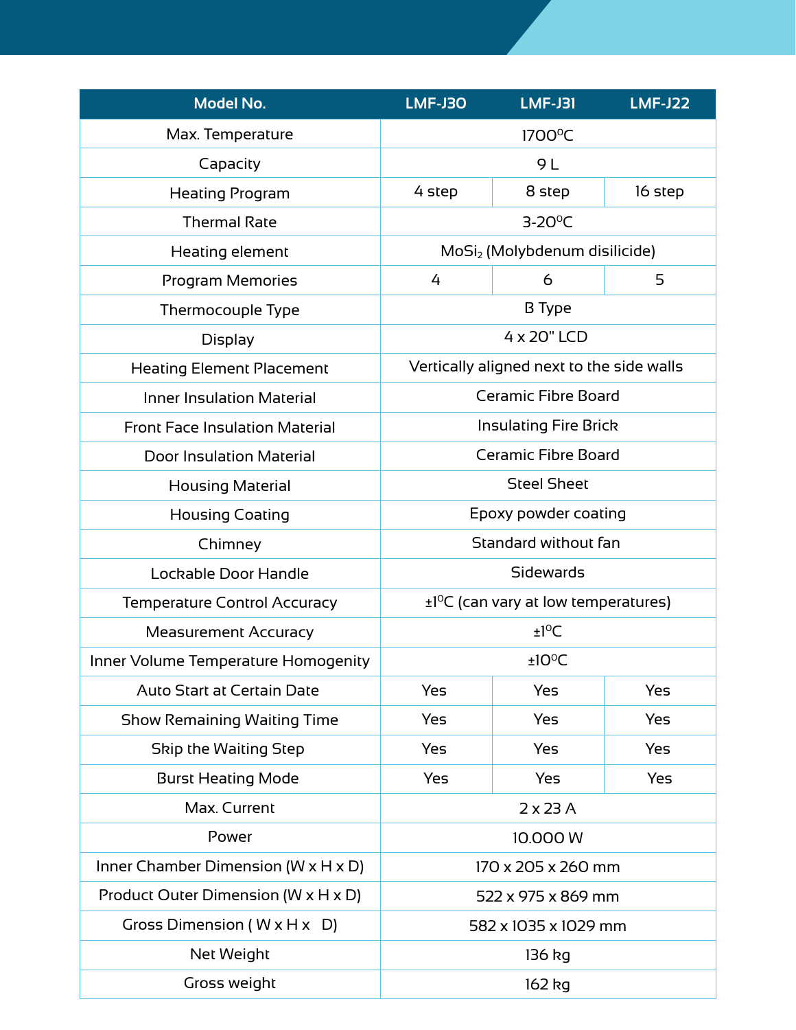| Model No. | LMF-J30 | LMF-J31 | LMF-J22 |
|---|---|---|---|
| Max. Temperature | 1700$^{0}$C | | |
| Capacity | 9 L | | |
| Heating Program | 4 step | 8 step | 16 step |
| Thermal Rate | 3-20$^{0}$C | | |
| Heating element | $MoSi_2$ (Molybdenum disilicide) | | |
| Program Memories | 4 | 6 | 5 |
| Thermocouple Type | B Type | | |
| Display | 4 x 20" LCD | | |
| Heating Element Placement | Vertically aligned next to the side walls | | |
| Inner Insulation Material | Ceramic Fibre Board | | |
| Front Face Insulation Material | Insulating Fire Brick | | |
| Door Insulation Material | Ceramic Fibre Board | | |
| Housing Material | Steel Sheet | | |
| Housing Coating | Epoxy powder coating | | |
| Chimney | Standard without fan | | |
| Lockable Door Handle | Sidewards | | |
| Temperature Control Accuracy | ±1$^{0}$C (can vary at low temperatures) | | |
| Measurement Accuracy | ±1$^{0}$C | | |
| Inner Volume Temperature Homogenity | ±10$^{0}$C | | |
| Auto Start at Certain Date | Yes | Yes | Yes |
| Show Remaining Waiting Time | Yes | Yes | Yes |
| Skip the Waiting Step | Yes | Yes | Yes |
| Burst Heating Mode | Yes | Yes | Yes |
| Max. Current | 2 x 23 A | | |
| Power | 10.000 W | | |
| Inner Chamber Dimension (W x H x D) | 170 x 205 x 260 mm | | |
| Product Outer Dimension (W x H x D) | 522 x 975 x 869 mm | | |
| Gross Dimension ( W x H x D) | 582 x 1035 x 1029 mm | | |
| Net Weight | 136 kg | | |
| Gross weight | 162 kg | | |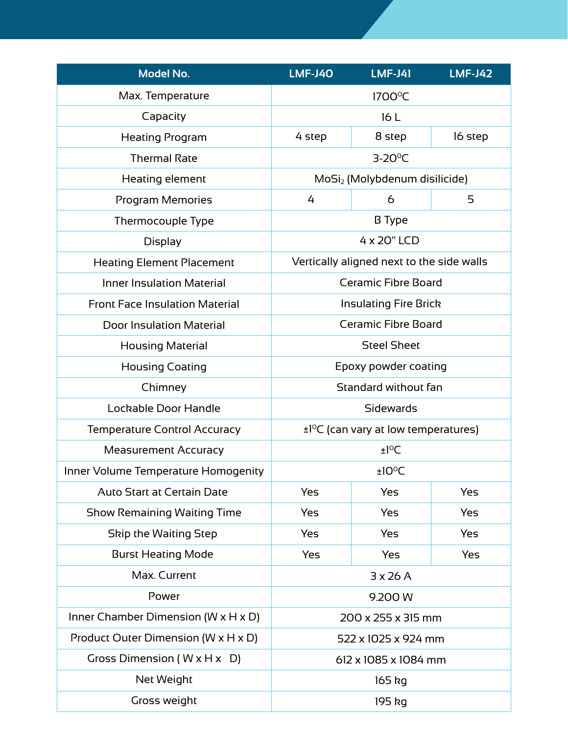| Model No. | LMF-J40 | LMF-J41 | LMF-J42 |
|---|---|---|---|
| Max. Temperature | 1700°C | | |
| Capacity | 16 L | | |
| Heating Program | 4 step | 8 step | 16 step |
| Thermal Rate | 3-20°C | | |
| Heating element | $MoSi_2$ (Molybdenum disilicide) | | |
| Program Memories | 4 | 6 | 5 |
| Thermocouple Type | B Type | | |
| Display | 4 x 20" LCD | | |
| Heating Element Placement | Vertically aligned next to the side walls | | |
| Inner Insulation Material | Ceramic Fibre Board | | |
| Front Face Insulation Material | Insulating Fire Brick | | |
| Door Insulation Material | Ceramic Fibre Board | | |
| Housing Material | Steel Sheet | | |
| Housing Coating | Epoxy powder coating | | |
| Chimney | Standard without fan | | |
| Lockable Door Handle | Sidewards | | |
| Temperature Control Accuracy | ±1°C (can vary at low temperatures) | | |
| Measurement Accuracy | ±1°C | | |
| Inner Volume Temperature Homogenity | ±10°C | | |
| Auto Start at Certain Date | Yes | Yes | Yes |
| Show Remaining Waiting Time | Yes | Yes | Yes |
| Skip the Waiting Step | Yes | Yes | Yes |
| Burst Heating Mode | Yes | Yes | Yes |
| Max. Current | 3 x 26 A | | |
| Power | 9.200 W | | |
| Inner Chamber Dimension (W x H x D) | 200 x 255 x 315 mm | | |
| Product Outer Dimension (W x H x D) | 522 x 1025 x 924 mm | | |
| Gross Dimension ( W x H x D) | 612 x 1085 x 1084 mm | | |
| Net Weight | 165 kg | | |
| Gross weight | 195 kg | | |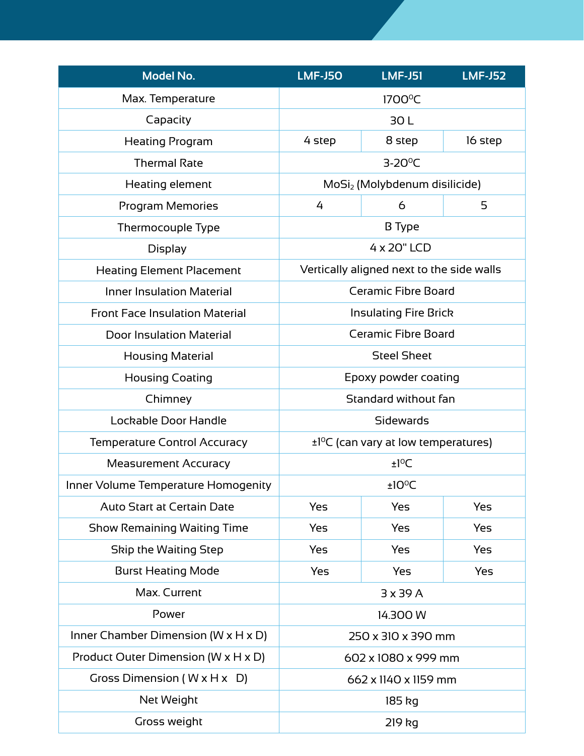| Model No. | LMF-J50 | LMF-J51 | LMF-J52 |
|---|---|---|---|
| Max. Temperature | 1700⁰C | | |
| Capacity | 30 L | | |
| Heating Program | 4 step | 8 step | 16 step |
| Thermal Rate | 3-20⁰C | | |
| Heating element | $MoSi_2$ (Molybdenum disilicide) | | |
| Program Memories | 4 | 6 | 5 |
| Thermocouple Type | B Type | | |
| Display | 4 x 20" LCD | | |
| Heating Element Placement | Vertically aligned next to the side walls | | |
| Inner Insulation Material | Ceramic Fibre Board | | |
| Front Face Insulation Material | Insulating Fire Brick | | |
| Door Insulation Material | Ceramic Fibre Board | | |
| Housing Material | Steel Sheet | | |
| Housing Coating | Epoxy powder coating | | |
| Chimney | Standard without fan | | |
| Lockable Door Handle | Sidewards | | |
| Temperature Control Accuracy | ±1⁰C (can vary at low temperatures) | | |
| Measurement Accuracy | ±1⁰C | | |
| Inner Volume Temperature Homogenity | ±10⁰C | | |
| Auto Start at Certain Date | Yes | Yes | Yes |
| Show Remaining Waiting Time | Yes | Yes | Yes |
| Skip the Waiting Step | Yes | Yes | Yes |
| Burst Heating Mode | Yes | Yes | Yes |
| Max. Current | 3 x 39 A | | |
| Power | 14.300 W | | |
| Inner Chamber Dimension (W x H x D) | 250 x 310 x 390 mm | | |
| Product Outer Dimension (W x H x D) | 602 x 1080 x 999 mm | | |
| Gross Dimension ( W x H x D) | 662 x 1140 x 1159 mm | | |
| Net Weight | 185 kg | | |
| Gross weight | 219 kg | | |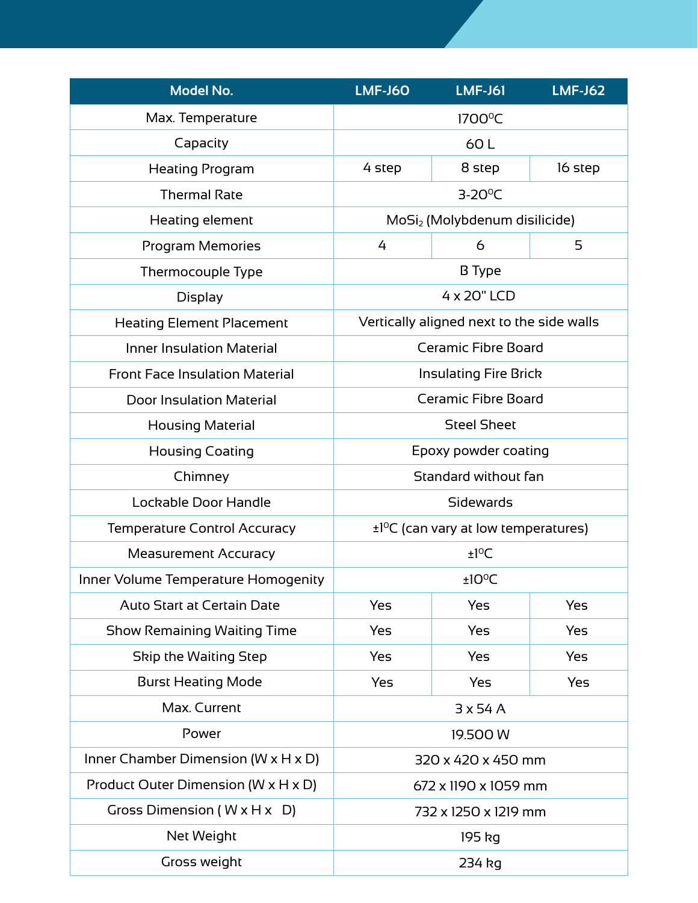| Model No. | LMF-J60 | LMF-J61 | LMF-J62 |
|---|---|---|---|
| Max. Temperature | 1700°C | | |
| Capacity | 60 L | | |
| Heating Program | 4 step | 8 step | 16 step |
| Thermal Rate | 3-20°C | | |
| Heating element | $MoSi_2$ (Molybdenum disilicide) | | |
| Program Memories | 4 | 6 | 5 |
| Thermocouple Type | B Type | | |
| Display | 4 x 20" LCD | | |
| Heating Element Placement | Vertically aligned next to the side walls | | |
| Inner Insulation Material | Ceramic Fibre Board | | |
| Front Face Insulation Material | Insulating Fire Brick | | |
| Door Insulation Material | Ceramic Fibre Board | | |
| Housing Material | Steel Sheet | | |
| Housing Coating | Epoxy powder coating | | |
| Chimney | Standard without fan | | |
| Lockable Door Handle | Sidewards | | |
| Temperature Control Accuracy | ±1°C (can vary at low temperatures) | | |
| Measurement Accuracy | ±1°C | | |
| Inner Volume Temperature Homogenity | ±10°C | | |
| Auto Start at Certain Date | Yes | Yes | Yes |
| Show Remaining Waiting Time | Yes | Yes | Yes |
| Skip the Waiting Step | Yes | Yes | Yes |
| Burst Heating Mode | Yes | Yes | Yes |
| Max. Current | 3 x 54 A | | |
| Power | 19.500 W | | |
| Inner Chamber Dimension (W x H x D) | 320 x 420 x 450 mm | | |
| Product Outer Dimension (W x H x D) | 672 x 1190 x 1059 mm | | |
| Gross Dimension ( W x H x D) | 732 x 1250 x 1219 mm | | |
| Net Weight | 195 kg | | |
| Gross weight | 234 kg | | |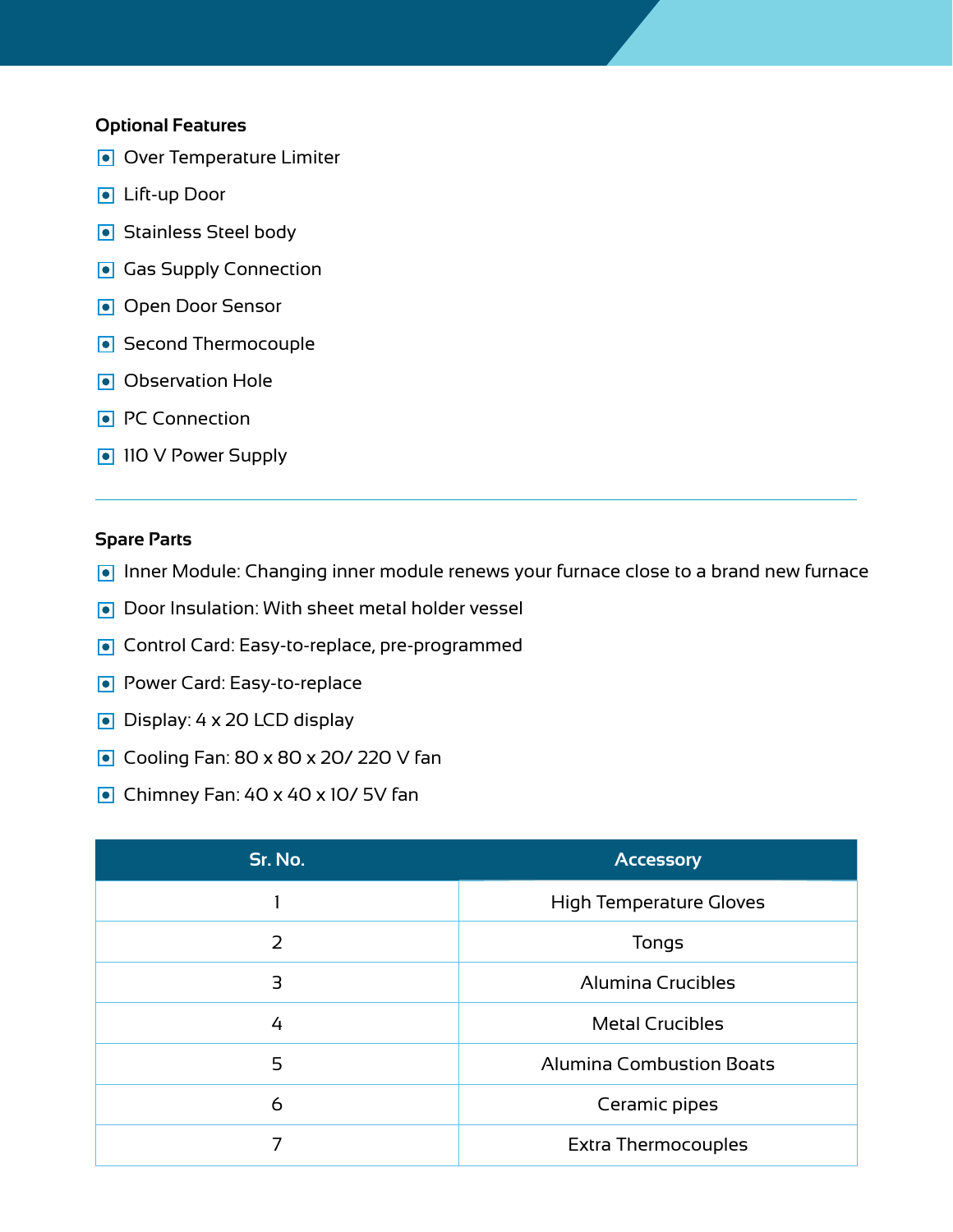### Optional Features

- Over Temperature Limiter
- Lift-up Door
- Stainless Steel body
- Gas Supply Connection
- Open Door Sensor
- Second Thermocouple
- Observation Hole
- PC Connection
- 110 V Power Supply

---

### Spare Parts

- Inner Module: Changing inner module renews your furnace close to a brand new furnace
- Door Insulation: With sheet metal holder vessel
- Control Card: Easy-to-replace, pre-programmed
- Power Card: Easy-to-replace
- Display: 4 x 20 LCD display
- Cooling Fan: 80 x 80 x 20/ 220 V fan
- Chimney Fan: 40 x 40 x 10/ 5V fan

| Sr. No. | Accessory |
| --- | --- |
| 1 | High Temperature Gloves |
| 2 | Tongs |
| 3 | Alumina Crucibles |
| 4 | Metal Crucibles |
| 5 | Alumina Combustion Boats |
| 6 | Ceramic pipes |
| 7 | Extra Thermocouples |